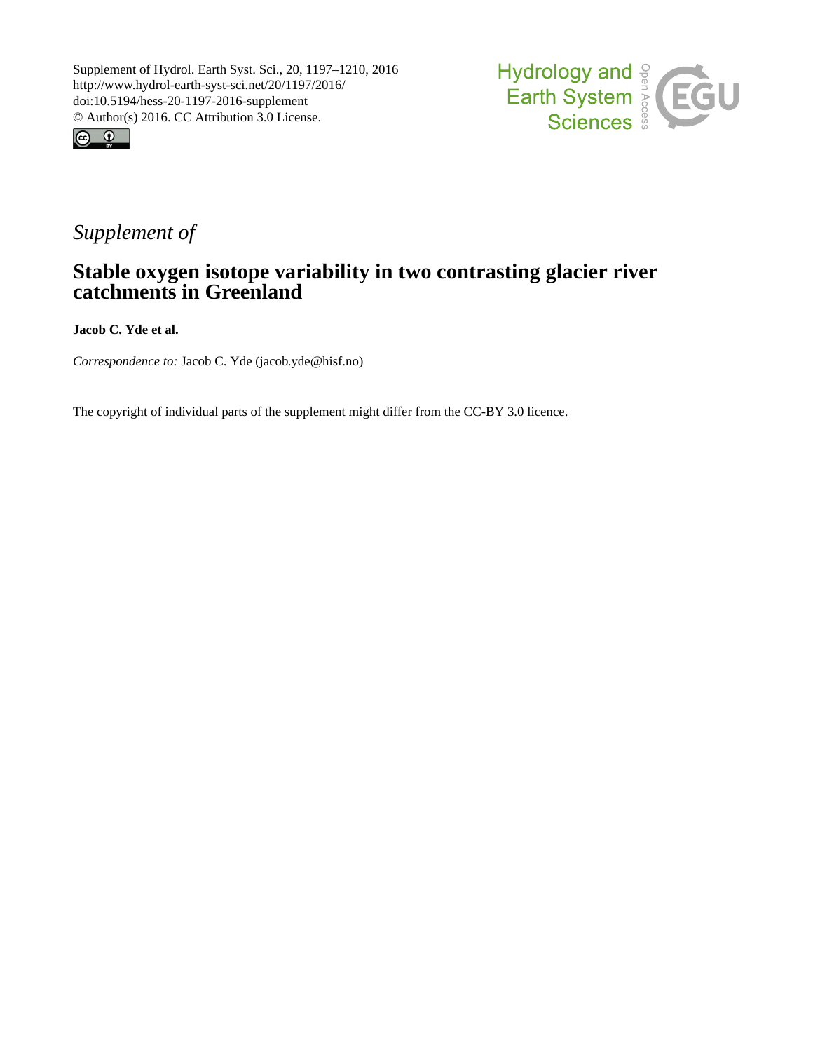Supplement of Hydrol. Earth Syst. Sci., 20, 1197–1210, 2016
http://www.hydrol-earth-syst-sci.net/20/1197/2016/
doi:10.5194/hess-20-1197-2016-supplement
© Author(s) 2016. CC Attribution 3.0 License.

*Supplement of*

# Stable oxygen isotope variability in two contrasting glacier river catchments in Greenland

**Jacob C. Yde et al.**

*Correspondence to:* Jacob C. Yde (jacob.yde@hisf.no)

The copyright of individual parts of the supplement might differ from the CC-BY 3.0 licence.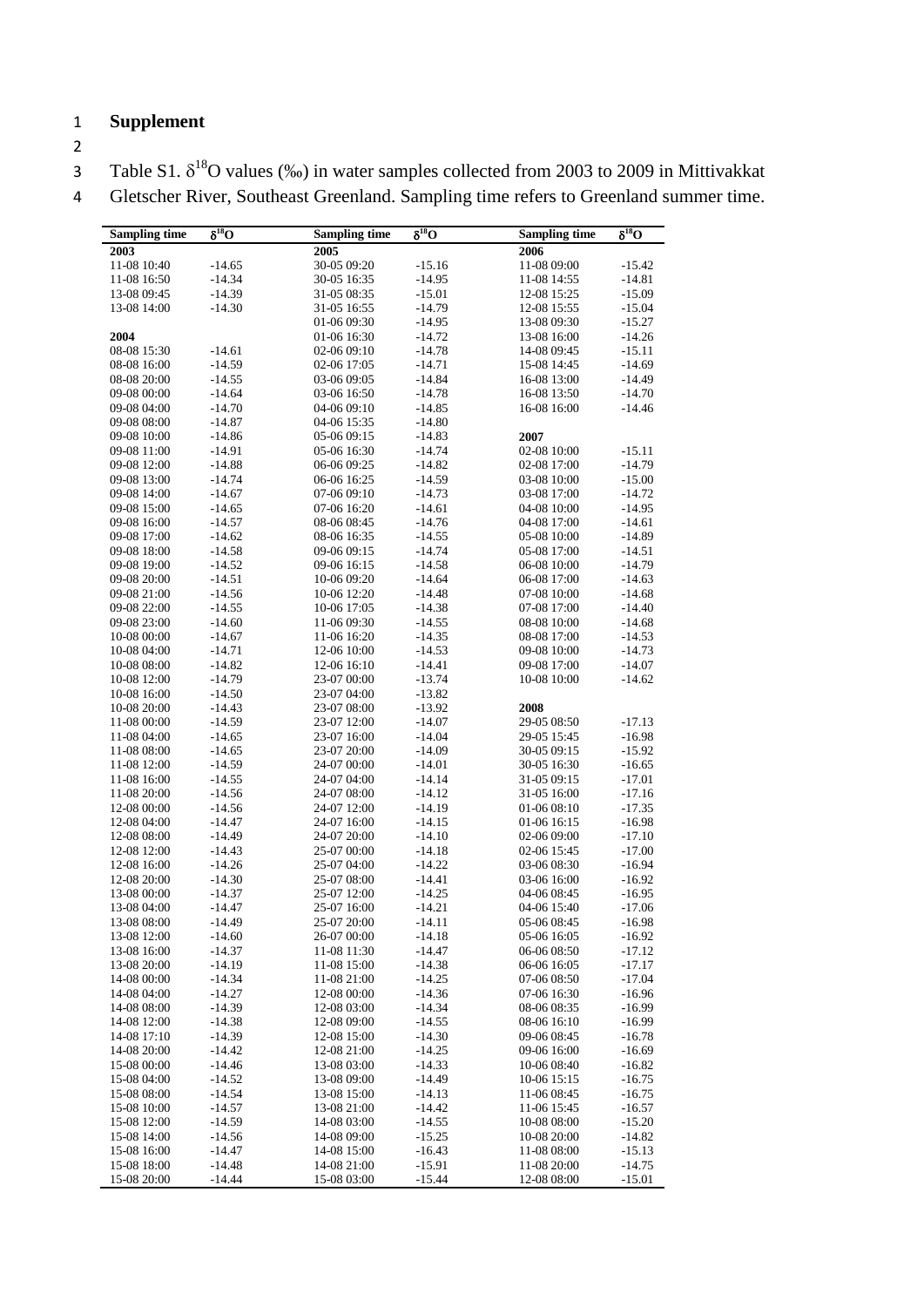# Supplement

Table S1. $\delta^{18}O$ values (‰) in water samples collected from 2003 to 2009 in Mittivakkat Gletscher River, Southeast Greenland. Sampling time refers to Greenland summer time.

| Sampling time | $\delta^{18}O$ | Sampling time | $\delta^{18}O$ | Sampling time | $\delta^{18}O$ |
|---|---|---|---|---|---|
| **2003** | | **2005** | | **2006** | |
| 11-08 10:40 | -14.65 | 30-05 09:20 | -15.16 | 11-08 09:00 | -15.42 |
| 11-08 16:50 | -14.34 | 30-05 16:35 | -14.95 | 11-08 14:55 | -14.81 |
| 13-08 09:45 | -14.39 | 31-05 08:35 | -15.01 | 12-08 15:25 | -15.09 |
| 13-08 14:00 | -14.30 | 31-05 16:55 | -14.79 | 12-08 15:55 | -15.04 |
| | | 01-06 09:30 | -14.95 | 13-08 09:30 | -15.27 |
| **2004** | | 01-06 16:30 | -14.72 | 13-08 16:00 | -14.26 |
| 08-08 15:30 | -14.61 | 02-06 09:10 | -14.78 | 14-08 09:45 | -15.11 |
| 08-08 16:00 | -14.59 | 02-06 17:05 | -14.71 | 15-08 14:45 | -14.69 |
| 08-08 20:00 | -14.55 | 03-06 09:05 | -14.84 | 16-08 13:00 | -14.49 |
| 09-08 00:00 | -14.64 | 03-06 16:50 | -14.78 | 16-08 13:50 | -14.70 |
| 09-08 04:00 | -14.70 | 04-06 09:10 | -14.85 | 16-08 16:00 | -14.46 |
| 09-08 08:00 | -14.87 | 04-06 15:35 | -14.80 | | |
| 09-08 10:00 | -14.86 | 05-06 09:15 | -14.83 | **2007** | |
| 09-08 11:00 | -14.91 | 05-06 16:30 | -14.74 | 02-08 10:00 | -15.11 |
| 09-08 12:00 | -14.88 | 06-06 09:25 | -14.82 | 02-08 17:00 | -14.79 |
| 09-08 13:00 | -14.74 | 06-06 16:25 | -14.59 | 03-08 10:00 | -15.00 |
| 09-08 14:00 | -14.67 | 07-06 09:10 | -14.73 | 03-08 17:00 | -14.72 |
| 09-08 15:00 | -14.65 | 07-06 16:20 | -14.61 | 04-08 10:00 | -14.95 |
| 09-08 16:00 | -14.57 | 08-06 08:45 | -14.76 | 04-08 17:00 | -14.61 |
| 09-08 17:00 | -14.62 | 08-06 16:35 | -14.55 | 05-08 10:00 | -14.89 |
| 09-08 18:00 | -14.58 | 09-06 09:15 | -14.74 | 05-08 17:00 | -14.51 |
| 09-08 19:00 | -14.52 | 09-06 16:15 | -14.58 | 06-08 10:00 | -14.79 |
| 09-08 20:00 | -14.51 | 10-06 09:20 | -14.64 | 06-08 17:00 | -14.63 |
| 09-08 21:00 | -14.56 | 10-06 12:20 | -14.48 | 07-08 10:00 | -14.68 |
| 09-08 22:00 | -14.55 | 10-06 17:05 | -14.38 | 07-08 17:00 | -14.40 |
| 09-08 23:00 | -14.60 | 11-06 09:30 | -14.55 | 08-08 10:00 | -14.68 |
| 10-08 00:00 | -14.67 | 11-06 16:20 | -14.35 | 08-08 17:00 | -14.53 |
| 10-08 04:00 | -14.71 | 12-06 10:00 | -14.53 | 09-08 10:00 | -14.73 |
| 10-08 08:00 | -14.82 | 12-06 16:10 | -14.41 | 09-08 17:00 | -14.07 |
| 10-08 12:00 | -14.79 | 23-07 00:00 | -13.74 | 10-08 10:00 | -14.62 |
| 10-08 16:00 | -14.50 | 23-07 04:00 | -13.82 | | |
| 10-08 20:00 | -14.43 | 23-07 08:00 | -13.92 | **2008** | |
| 11-08 00:00 | -14.59 | 23-07 12:00 | -14.07 | 29-05 08:50 | -17.13 |
| 11-08 04:00 | -14.65 | 23-07 16:00 | -14.04 | 29-05 15:45 | -16.98 |
| 11-08 08:00 | -14.65 | 23-07 20:00 | -14.09 | 30-05 09:15 | -15.92 |
| 11-08 12:00 | -14.59 | 24-07 00:00 | -14.01 | 30-05 16:30 | -16.65 |
| 11-08 16:00 | -14.55 | 24-07 04:00 | -14.14 | 31-05 09:15 | -17.01 |
| 11-08 20:00 | -14.56 | 24-07 08:00 | -14.12 | 31-05 16:00 | -17.16 |
| 12-08 00:00 | -14.56 | 24-07 12:00 | -14.19 | 01-06 08:10 | -17.35 |
| 12-08 04:00 | -14.47 | 24-07 16:00 | -14.15 | 01-06 16:15 | -16.98 |
| 12-08 08:00 | -14.49 | 24-07 20:00 | -14.10 | 02-06 09:00 | -17.10 |
| 12-08 12:00 | -14.43 | 25-07 00:00 | -14.18 | 02-06 15:45 | -17.00 |
| 12-08 16:00 | -14.26 | 25-07 04:00 | -14.22 | 03-06 08:30 | -16.94 |
| 12-08 20:00 | -14.30 | 25-07 08:00 | -14.41 | 03-06 16:00 | -16.92 |
| 13-08 00:00 | -14.37 | 25-07 12:00 | -14.25 | 04-06 08:45 | -16.95 |
| 13-08 04:00 | -14.47 | 25-07 16:00 | -14.21 | 04-06 15:40 | -17.06 |
| 13-08 08:00 | -14.49 | 25-07 20:00 | -14.11 | 05-06 08:45 | -16.98 |
| 13-08 12:00 | -14.60 | 26-07 00:00 | -14.18 | 05-06 16:05 | -16.92 |
| 13-08 16:00 | -14.37 | 11-08 11:30 | -14.47 | 06-06 08:50 | -17.12 |
| 13-08 20:00 | -14.19 | 11-08 15:00 | -14.38 | 06-06 16:05 | -17.17 |
| 14-08 00:00 | -14.34 | 11-08 21:00 | -14.25 | 07-06 08:50 | -17.04 |
| 14-08 04:00 | -14.27 | 12-08 00:00 | -14.36 | 07-06 16:30 | -16.96 |
| 14-08 08:00 | -14.39 | 12-08 03:00 | -14.34 | 08-06 08:35 | -16.99 |
| 14-08 12:00 | -14.38 | 12-08 09:00 | -14.55 | 08-06 16:10 | -16.99 |
| 14-08 17:10 | -14.39 | 12-08 15:00 | -14.30 | 09-06 08:45 | -16.78 |
| 14-08 20:00 | -14.42 | 12-08 21:00 | -14.25 | 09-06 16:00 | -16.69 |
| 15-08 00:00 | -14.46 | 13-08 03:00 | -14.33 | 10-06 08:40 | -16.82 |
| 15-08 04:00 | -14.52 | 13-08 09:00 | -14.49 | 10-06 15:15 | -16.75 |
| 15-08 08:00 | -14.54 | 13-08 15:00 | -14.13 | 11-06 08:45 | -16.75 |
| 15-08 10:00 | -14.57 | 13-08 21:00 | -14.42 | 11-06 15:45 | -16.57 |
| 15-08 12:00 | -14.59 | 14-08 03:00 | -14.55 | 10-08 08:00 | -15.20 |
| 15-08 14:00 | -14.56 | 14-08 09:00 | -15.25 | 10-08 20:00 | -14.82 |
| 15-08 16:00 | -14.47 | 14-08 15:00 | -16.43 | 11-08 08:00 | -15.13 |
| 15-08 18:00 | -14.48 | 14-08 21:00 | -15.91 | 11-08 20:00 | -14.75 |
| 15-08 20:00 | -14.44 | 15-08 03:00 | -15.44 | 12-08 08:00 | -15.01 |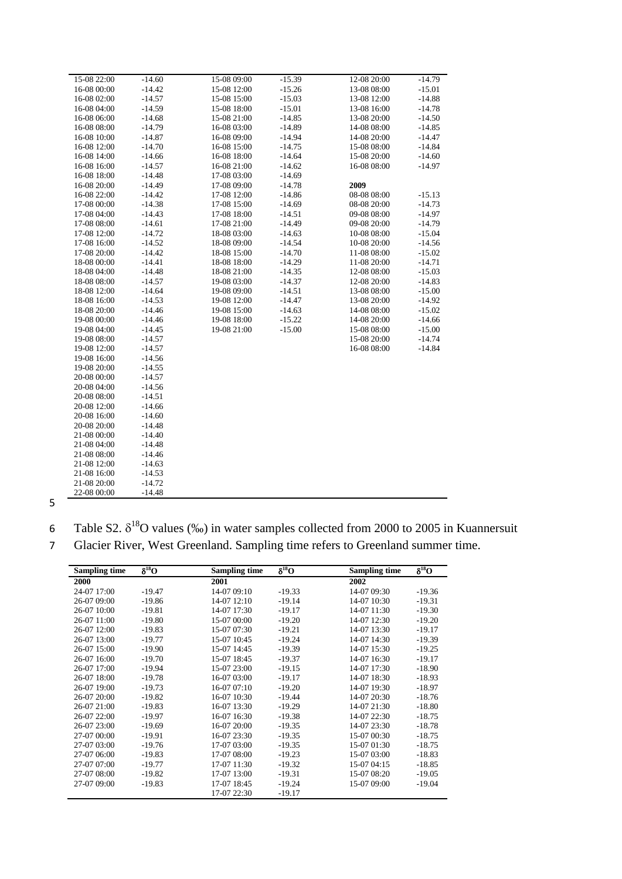| | | | | | |
|---|---|---|---|---|---|
| 15-08 22:00 | -14.60 | 15-08 09:00 | -15.39 | 12-08 20:00 | -14.79 |
| 16-08 00:00 | -14.42 | 15-08 12:00 | -15.26 | 13-08 08:00 | -15.01 |
| 16-08 02:00 | -14.57 | 15-08 15:00 | -15.03 | 13-08 12:00 | -14.88 |
| 16-08 04:00 | -14.59 | 15-08 18:00 | -15.01 | 13-08 16:00 | -14.78 |
| 16-08 06:00 | -14.68 | 15-08 21:00 | -14.85 | 13-08 20:00 | -14.50 |
| 16-08 08:00 | -14.79 | 16-08 03:00 | -14.89 | 14-08 08:00 | -14.85 |
| 16-08 10:00 | -14.87 | 16-08 09:00 | -14.94 | 14-08 20:00 | -14.47 |
| 16-08 12:00 | -14.70 | 16-08 15:00 | -14.75 | 15-08 08:00 | -14.84 |
| 16-08 14:00 | -14.66 | 16-08 18:00 | -14.64 | 15-08 20:00 | -14.60 |
| 16-08 16:00 | -14.57 | 16-08 21:00 | -14.62 | 16-08 08:00 | -14.97 |
| 16-08 18:00 | -14.48 | 17-08 03:00 | -14.69 | | |
| 16-08 20:00 | -14.49 | 17-08 09:00 | -14.78 | **2009** | |
| 16-08 22:00 | -14.42 | 17-08 12:00 | -14.86 | 08-08 08:00 | -15.13 |
| 17-08 00:00 | -14.38 | 17-08 15:00 | -14.69 | 08-08 20:00 | -14.73 |
| 17-08 04:00 | -14.43 | 17-08 18:00 | -14.51 | 09-08 08:00 | -14.97 |
| 17-08 08:00 | -14.61 | 17-08 21:00 | -14.49 | 09-08 20:00 | -14.79 |
| 17-08 12:00 | -14.72 | 18-08 03:00 | -14.63 | 10-08 08:00 | -15.04 |
| 17-08 16:00 | -14.52 | 18-08 09:00 | -14.54 | 10-08 20:00 | -14.56 |
| 17-08 20:00 | -14.42 | 18-08 15:00 | -14.70 | 11-08 08:00 | -15.02 |
| 18-08 00:00 | -14.41 | 18-08 18:00 | -14.29 | 11-08 20:00 | -14.71 |
| 18-08 04:00 | -14.48 | 18-08 21:00 | -14.35 | 12-08 08:00 | -15.03 |
| 18-08 08:00 | -14.57 | 19-08 03:00 | -14.37 | 12-08 20:00 | -14.83 |
| 18-08 12:00 | -14.64 | 19-08 09:00 | -14.51 | 13-08 08:00 | -15.00 |
| 18-08 16:00 | -14.53 | 19-08 12:00 | -14.47 | 13-08 20:00 | -14.92 |
| 18-08 20:00 | -14.46 | 19-08 15:00 | -14.63 | 14-08 08:00 | -15.02 |
| 19-08 00:00 | -14.46 | 19-08 18:00 | -15.22 | 14-08 20:00 | -14.66 |
| 19-08 04:00 | -14.45 | 19-08 21:00 | -15.00 | 15-08 08:00 | -15.00 |
| 19-08 08:00 | -14.57 | | | 15-08 20:00 | -14.74 |
| 19-08 12:00 | -14.57 | | | 16-08 08:00 | -14.84 |
| 19-08 16:00 | -14.56 | | | | |
| 19-08 20:00 | -14.55 | | | | |
| 20-08 00:00 | -14.57 | | | | |
| 20-08 04:00 | -14.56 | | | | |
| 20-08 08:00 | -14.51 | | | | |
| 20-08 12:00 | -14.66 | | | | |
| 20-08 16:00 | -14.60 | | | | |
| 20-08 20:00 | -14.48 | | | | |
| 21-08 00:00 | -14.40 | | | | |
| 21-08 04:00 | -14.48 | | | | |
| 21-08 08:00 | -14.46 | | | | |
| 21-08 12:00 | -14.63 | | | | |
| 21-08 16:00 | -14.53 | | | | |
| 21-08 20:00 | -14.72 | | | | |
| 22-08 00:00 | -14.48 | | | | |

Table S2. $\delta^{18}O$ values (‰) in water samples collected from 2000 to 2005 in Kuannersuit Glacier River, West Greenland. Sampling time refers to Greenland summer time.

| Sampling time | $\delta^{18}O$ | Sampling time | $\delta^{18}O$ | Sampling time | $\delta^{18}O$ |
|---|---|---|---|---|---|
| **2000** | | **2001** | | **2002** | |
| 24-07 17:00 | -19.47 | 14-07 09:10 | -19.33 | 14-07 09:30 | -19.36 |
| 26-07 09:00 | -19.86 | 14-07 12:10 | -19.14 | 14-07 10:30 | -19.31 |
| 26-07 10:00 | -19.81 | 14-07 17:30 | -19.17 | 14-07 11:30 | -19.30 |
| 26-07 11:00 | -19.80 | 15-07 00:00 | -19.20 | 14-07 12:30 | -19.20 |
| 26-07 12:00 | -19.83 | 15-07 07:30 | -19.21 | 14-07 13:30 | -19.17 |
| 26-07 13:00 | -19.77 | 15-07 10:45 | -19.24 | 14-07 14:30 | -19.39 |
| 26-07 15:00 | -19.90 | 15-07 14:45 | -19.39 | 14-07 15:30 | -19.25 |
| 26-07 16:00 | -19.70 | 15-07 18:45 | -19.37 | 14-07 16:30 | -19.17 |
| 26-07 17:00 | -19.94 | 15-07 23:00 | -19.15 | 14-07 17:30 | -18.90 |
| 26-07 18:00 | -19.78 | 16-07 03:00 | -19.17 | 14-07 18:30 | -18.93 |
| 26-07 19:00 | -19.73 | 16-07 07:10 | -19.20 | 14-07 19:30 | -18.97 |
| 26-07 20:00 | -19.82 | 16-07 10:30 | -19.44 | 14-07 20:30 | -18.76 |
| 26-07 21:00 | -19.83 | 16-07 13:30 | -19.29 | 14-07 21:30 | -18.80 |
| 26-07 22:00 | -19.97 | 16-07 16:30 | -19.38 | 14-07 22:30 | -18.75 |
| 26-07 23:00 | -19.69 | 16-07 20:00 | -19.35 | 14-07 23:30 | -18.78 |
| 27-07 00:00 | -19.91 | 16-07 23:30 | -19.35 | 15-07 00:30 | -18.75 |
| 27-07 03:00 | -19.76 | 17-07 03:00 | -19.35 | 15-07 01:30 | -18.75 |
| 27-07 06:00 | -19.83 | 17-07 08:00 | -19.23 | 15-07 03:00 | -18.83 |
| 27-07 07:00 | -19.77 | 17-07 11:30 | -19.32 | 15-07 04:15 | -18.85 |
| 27-07 08:00 | -19.82 | 17-07 13:00 | -19.31 | 15-07 08:20 | -19.05 |
| 27-07 09:00 | -19.83 | 17-07 18:45 | -19.24 | 15-07 09:00 | -19.04 |
| | | 17-07 22:30 | -19.17 | | |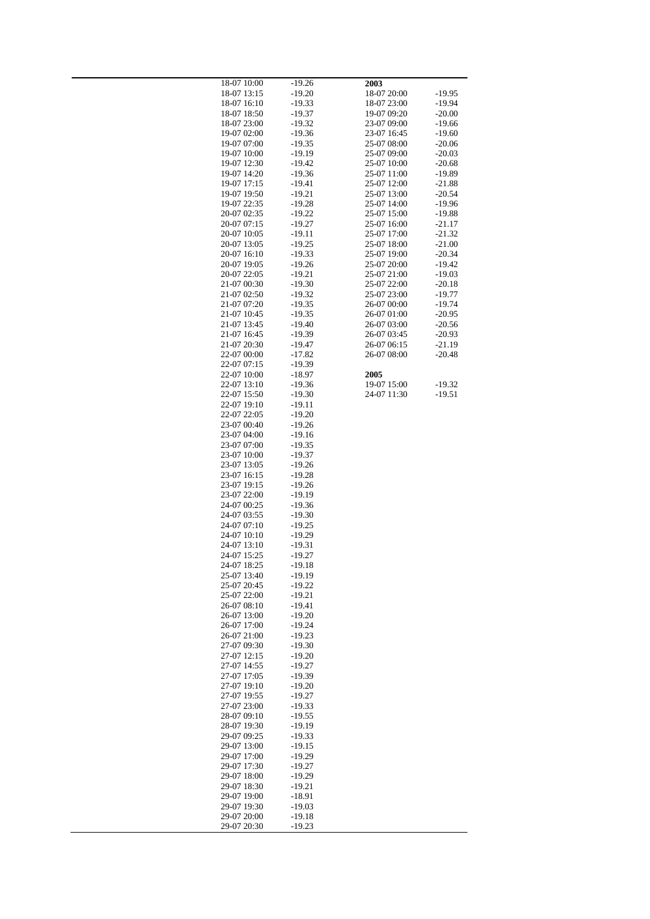| | | | |
|---|---|---|---|
| 18-07 10:00 | -19.26 | **2003** | |
| 18-07 13:15 | -19.20 | 18-07 20:00 | -19.95 |
| 18-07 16:10 | -19.33 | 18-07 23:00 | -19.94 |
| 18-07 18:50 | -19.37 | 19-07 09:20 | -20.00 |
| 18-07 23:00 | -19.32 | 23-07 09:00 | -19.66 |
| 19-07 02:00 | -19.36 | 23-07 16:45 | -19.60 |
| 19-07 07:00 | -19.35 | 25-07 08:00 | -20.06 |
| 19-07 10:00 | -19.19 | 25-07 09:00 | -20.03 |
| 19-07 12:30 | -19.42 | 25-07 10:00 | -20.68 |
| 19-07 14:20 | -19.36 | 25-07 11:00 | -19.89 |
| 19-07 17:15 | -19.41 | 25-07 12:00 | -21.88 |
| 19-07 19:50 | -19.21 | 25-07 13:00 | -20.54 |
| 19-07 22:35 | -19.28 | 25-07 14:00 | -19.96 |
| 20-07 02:35 | -19.22 | 25-07 15:00 | -19.88 |
| 20-07 07:15 | -19.27 | 25-07 16:00 | -21.17 |
| 20-07 10:05 | -19.11 | 25-07 17:00 | -21.32 |
| 20-07 13:05 | -19.25 | 25-07 18:00 | -21.00 |
| 20-07 16:10 | -19.33 | 25-07 19:00 | -20.34 |
| 20-07 19:05 | -19.26 | 25-07 20:00 | -19.42 |
| 20-07 22:05 | -19.21 | 25-07 21:00 | -19.03 |
| 21-07 00:30 | -19.30 | 25-07 22:00 | -20.18 |
| 21-07 02:50 | -19.32 | 25-07 23:00 | -19.77 |
| 21-07 07:20 | -19.35 | 26-07 00:00 | -19.74 |
| 21-07 10:45 | -19.35 | 26-07 01:00 | -20.95 |
| 21-07 13:45 | -19.40 | 26-07 03:00 | -20.56 |
| 21-07 16:45 | -19.39 | 26-07 03:45 | -20.93 |
| 21-07 20:30 | -19.47 | 26-07 06:15 | -21.19 |
| 22-07 00:00 | -17.82 | 26-07 08:00 | -20.48 |
| 22-07 07:15 | -19.39 | | |
| 22-07 10:00 | -18.97 | **2005** | |
| 22-07 13:10 | -19.36 | 19-07 15:00 | -19.32 |
| 22-07 15:50 | -19.30 | 24-07 11:30 | -19.51 |
| 22-07 19:10 | -19.11 | | |
| 22-07 22:05 | -19.20 | | |
| 23-07 00:40 | -19.26 | | |
| 23-07 04:00 | -19.16 | | |
| 23-07 07:00 | -19.35 | | |
| 23-07 10:00 | -19.37 | | |
| 23-07 13:05 | -19.26 | | |
| 23-07 16:15 | -19.28 | | |
| 23-07 19:15 | -19.26 | | |
| 23-07 22:00 | -19.19 | | |
| 24-07 00:25 | -19.36 | | |
| 24-07 03:55 | -19.30 | | |
| 24-07 07:10 | -19.25 | | |
| 24-07 10:10 | -19.29 | | |
| 24-07 13:10 | -19.31 | | |
| 24-07 15:25 | -19.27 | | |
| 24-07 18:25 | -19.18 | | |
| 25-07 13:40 | -19.19 | | |
| 25-07 20:45 | -19.22 | | |
| 25-07 22:00 | -19.21 | | |
| 26-07 08:10 | -19.41 | | |
| 26-07 13:00 | -19.20 | | |
| 26-07 17:00 | -19.24 | | |
| 26-07 21:00 | -19.23 | | |
| 27-07 09:30 | -19.30 | | |
| 27-07 12:15 | -19.20 | | |
| 27-07 14:55 | -19.27 | | |
| 27-07 17:05 | -19.39 | | |
| 27-07 19:10 | -19.20 | | |
| 27-07 19:55 | -19.27 | | |
| 27-07 23:00 | -19.33 | | |
| 28-07 09:10 | -19.55 | | |
| 28-07 19:30 | -19.19 | | |
| 29-07 09:25 | -19.33 | | |
| 29-07 13:00 | -19.15 | | |
| 29-07 17:00 | -19.29 | | |
| 29-07 17:30 | -19.27 | | |
| 29-07 18:00 | -19.29 | | |
| 29-07 18:30 | -19.21 | | |
| 29-07 19:00 | -18.91 | | |
| 29-07 19:30 | -19.03 | | |
| 29-07 20:00 | -19.18 | | |
| 29-07 20:30 | -19.23 | | |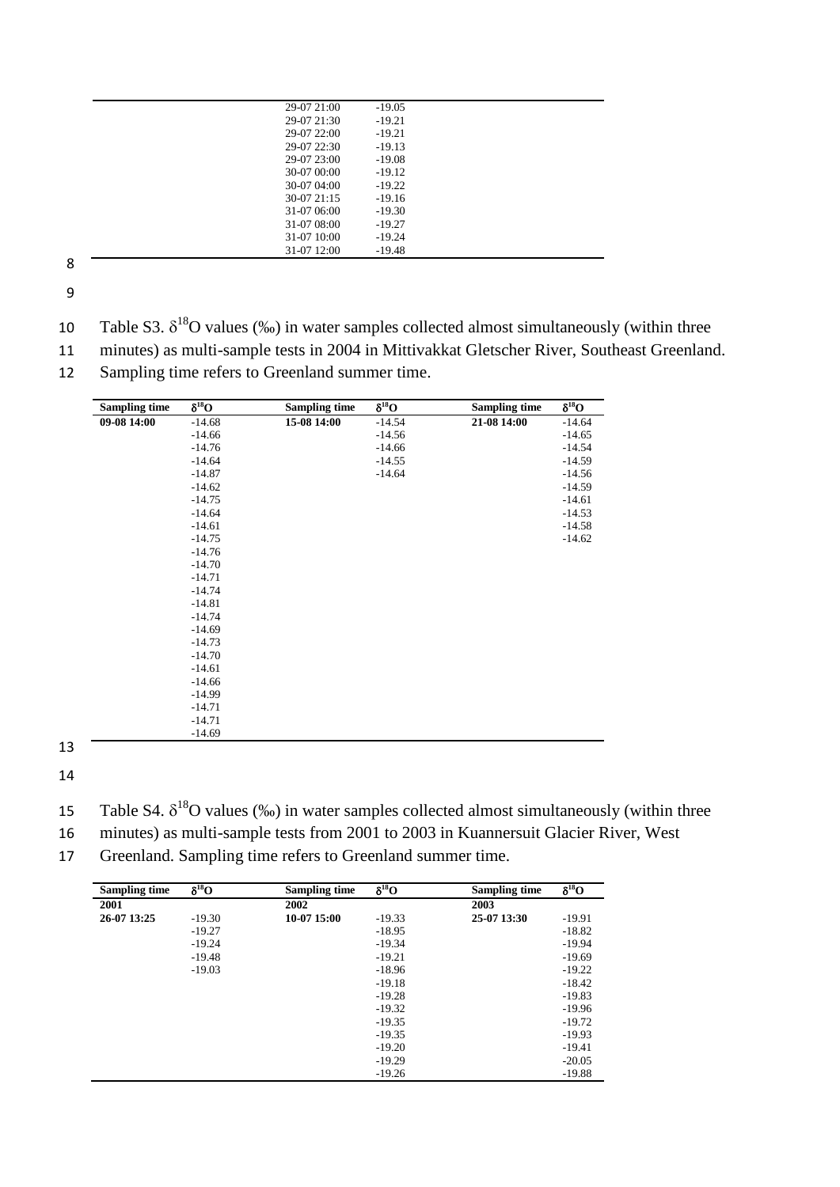| | |
|---|---|
| 29-07 21:00 | -19.05 |
| 29-07 21:30 | -19.21 |
| 29-07 22:00 | -19.21 |
| 29-07 22:30 | -19.13 |
| 29-07 23:00 | -19.08 |
| 30-07 00:00 | -19.12 |
| 30-07 04:00 | -19.22 |
| 30-07 21:15 | -19.16 |
| 31-07 06:00 | -19.30 |
| 31-07 08:00 | -19.27 |
| 31-07 10:00 | -19.24 |
| 31-07 12:00 | -19.48 |

Table S3. $\delta^{18}O$ values (‰) in water samples collected almost simultaneously (within three minutes) as multi-sample tests in 2004 in Mittivakkat Gletscher River, Southeast Greenland. Sampling time refers to Greenland summer time.

| Sampling time | $\delta^{18}O$ | Sampling time | $\delta^{18}O$ | Sampling time | $\delta^{18}O$ |
|---|---|---|---|---|---|
| **09-08 14:00** | -14.68 | **15-08 14:00** | -14.54 | **21-08 14:00** | -14.64 |
| | -14.66 | | -14.56 | | -14.65 |
| | -14.76 | | -14.66 | | -14.54 |
| | -14.64 | | -14.55 | | -14.59 |
| | -14.87 | | -14.64 | | -14.56 |
| | -14.62 | | | | -14.59 |
| | -14.75 | | | | -14.61 |
| | -14.64 | | | | -14.53 |
| | -14.61 | | | | -14.58 |
| | -14.75 | | | | -14.62 |
| | -14.76 | | | | |
| | -14.70 | | | | |
| | -14.71 | | | | |
| | -14.74 | | | | |
| | -14.81 | | | | |
| | -14.74 | | | | |
| | -14.69 | | | | |
| | -14.73 | | | | |
| | -14.70 | | | | |
| | -14.61 | | | | |
| | -14.66 | | | | |
| | -14.99 | | | | |
| | -14.71 | | | | |
| | -14.71 | | | | |
| | -14.69 | | | | |

Table S4. $\delta^{18}O$ values (‰) in water samples collected almost simultaneously (within three minutes) as multi-sample tests from 2001 to 2003 in Kuannersuit Glacier River, West Greenland. Sampling time refers to Greenland summer time.

| Sampling time | $\delta^{18}O$ | Sampling time | $\delta^{18}O$ | Sampling time | $\delta^{18}O$ |
|---|---|---|---|---|---|
| **2001** | | **2002** | | **2003** | |
| **26-07 13:25** | -19.30 | **10-07 15:00** | -19.33 | **25-07 13:30** | -19.91 |
| | -19.27 | | -18.95 | | -18.82 |
| | -19.24 | | -19.34 | | -19.94 |
| | -19.48 | | -19.21 | | -19.69 |
| | -19.03 | | -18.96 | | -19.22 |
| | | | -19.18 | | -18.42 |
| | | | -19.28 | | -19.83 |
| | | | -19.32 | | -19.96 |
| | | | -19.35 | | -19.72 |
| | | | -19.35 | | -19.93 |
| | | | -19.20 | | -19.41 |
| | | | -19.29 | | -20.05 |
| | | | -19.26 | | -19.88 |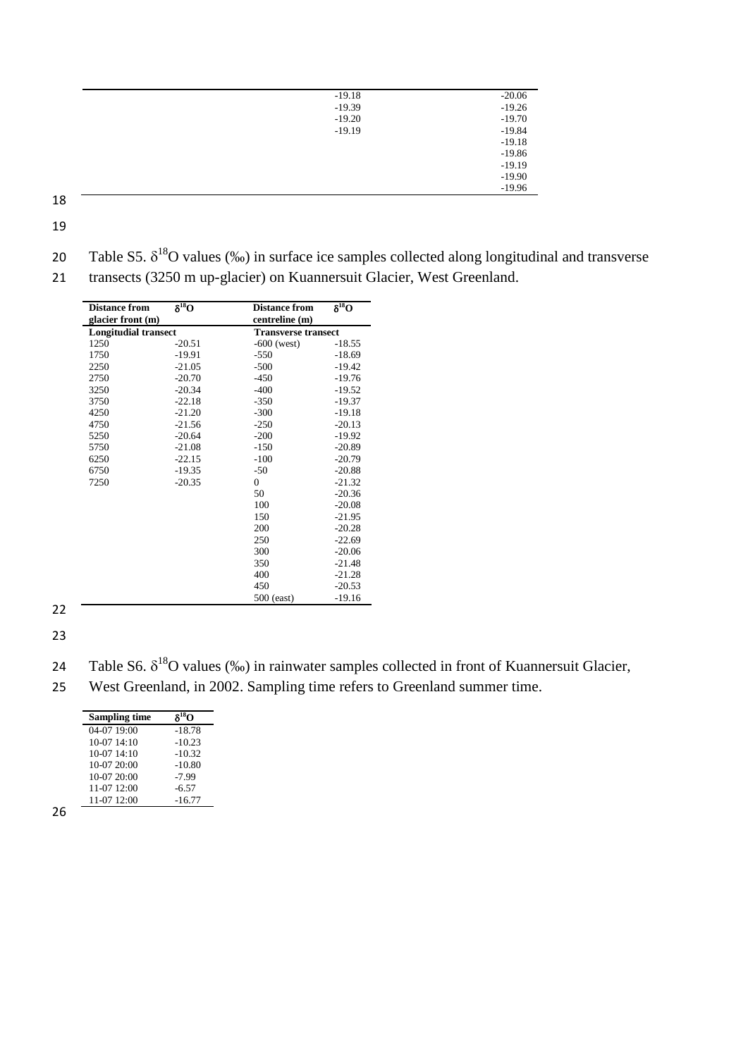| | |
|---|---|
| -19.18 | -20.06 |
| -19.39 | -19.26 |
| -19.20 | -19.70 |
| -19.19 | -19.84 |
| | -19.18 |
| | -19.86 |
| | -19.19 |
| | -19.90 |
| | -19.96 |

Table S5. $\delta^{18}O$ values (‰) in surface ice samples collected along longitudinal and transverse transects (3250 m up-glacier) on Kuannersuit Glacier, West Greenland.

| Distance from glacier front (m) | $\delta^{18}O$ | Distance from centreline (m) | $\delta^{18}O$ |
|---|---|---|---|
| **Longitudial transect** | | **Transverse transect** | |
| 1250 | -20.51 | -600 (west) | -18.55 |
| 1750 | -19.91 | -550 | -18.69 |
| 2250 | -21.05 | -500 | -19.42 |
| 2750 | -20.70 | -450 | -19.76 |
| 3250 | -20.34 | -400 | -19.52 |
| 3750 | -22.18 | -350 | -19.37 |
| 4250 | -21.20 | -300 | -19.18 |
| 4750 | -21.56 | -250 | -20.13 |
| 5250 | -20.64 | -200 | -19.92 |
| 5750 | -21.08 | -150 | -20.89 |
| 6250 | -22.15 | -100 | -20.79 |
| 6750 | -19.35 | -50 | -20.88 |
| 7250 | -20.35 | 0 | -21.32 |
| | | 50 | -20.36 |
| | | 100 | -20.08 |
| | | 150 | -21.95 |
| | | 200 | -20.28 |
| | | 250 | -22.69 |
| | | 300 | -20.06 |
| | | 350 | -21.48 |
| | | 400 | -21.28 |
| | | 450 | -20.53 |
| | | 500 (east) | -19.16 |

Table S6. $\delta^{18}O$ values (‰) in rainwater samples collected in front of Kuannersuit Glacier, West Greenland, in 2002. Sampling time refers to Greenland summer time.

| Sampling time | $\delta^{18}O$ |
|---|---|
| 04-07 19:00 | -18.78 |
| 10-07 14:10 | -10.23 |
| 10-07 14:10 | -10.32 |
| 10-07 20:00 | -10.80 |
| 10-07 20:00 | -7.99 |
| 11-07 12:00 | -6.57 |
| 11-07 12:00 | -16.77 |